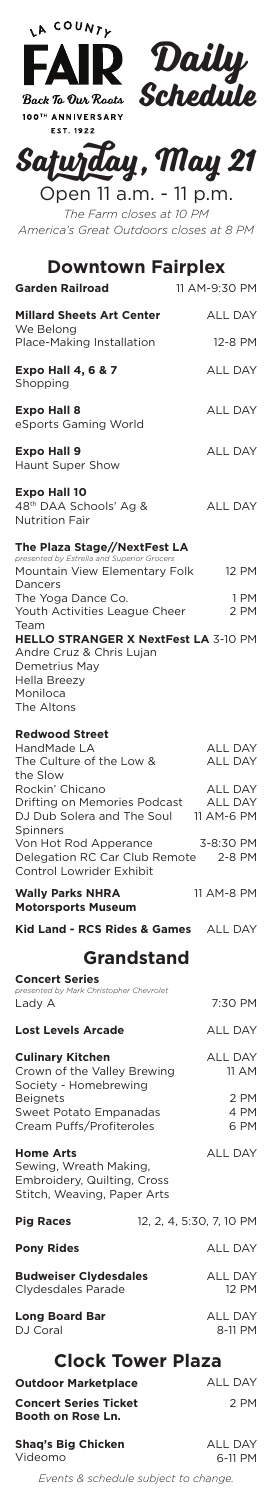LA COUNTY FAIR

Back To Our Roots

100TH ANNIVERSARY

EST. 1922

# Daily Schedule

# Saturday, May 21

Open 11 a.m. - 11 p.m.

*The Farm closes at 10 PM*

*America's Great Outdoors closes at 8 PM*

## Downtown Fairplex

**Garden Railroad** — 11 AM-9:30 PM

**Millard Sheets Art Center** — ALL DAY
We Belong Place-Making Installation — 12-8 PM

**Expo Hall 4, 6 & 7** — ALL DAY
Shopping

**Expo Hall 8** — ALL DAY
eSports Gaming World

**Expo Hall 9** — ALL DAY
Haunt Super Show

**Expo Hall 10** — ALL DAY
48th DAA Schools' Ag & Nutrition Fair

**The Plaza Stage//NextFest LA**
*presented by Estrella and Superior Grocers*
Mountain View Elementary Folk Dancers — 12 PM
The Yoga Dance Co. — 1 PM
Youth Activities League Cheer Team — 2 PM
**HELLO STRANGER X NextFest LA** 3-10 PM
Andre Cruz & Chris Lujan
Demetrius May
Hella Breezy
Moniloca
The Altons

**Redwood Street**
HandMade LA — ALL DAY
The Culture of the Low & the Slow — ALL DAY
Rockin' Chicano — ALL DAY
Drifting on Memories Podcast — ALL DAY
DJ Dub Solera and The Soul Spinners — 11 AM-6 PM
Von Hot Rod Apperance — 3-8:30 PM
Delegation RC Car Club Remote Control Lowrider Exhibit — 2-8 PM

**Wally Parks NHRA Motorsports Museum** — 11 AM-8 PM

**Kid Land - RCS Rides & Games** — ALL DAY

## Grandstand

**Concert Series**
*presented by Mark Christopher Chevrolet*
Lady A — 7:30 PM

**Lost Levels Arcade** — ALL DAY

**Culinary Kitchen** — ALL DAY
Crown of the Valley Brewing Society - Homebrewing — 11 AM
Beignets — 2 PM
Sweet Potato Empanadas — 4 PM
Cream Puffs/Profiteroles — 6 PM

**Home Arts** — ALL DAY
Sewing, Wreath Making, Embroidery, Quilting, Cross Stitch, Weaving, Paper Arts

**Pig Races** — 12, 2, 4, 5:30, 7, 10 PM

**Pony Rides** — ALL DAY

**Budweiser Clydesdales** — ALL DAY
Clydesdales Parade — 12 PM

**Long Board Bar** — ALL DAY
DJ Coral — 8-11 PM

## Clock Tower Plaza

**Outdoor Marketplace** — ALL DAY

**Concert Series Ticket Booth on Rose Ln.** — 2 PM

**Shaq's Big Chicken** — ALL DAY
Videomo — 6-11 PM

*Events & schedule subject to change.*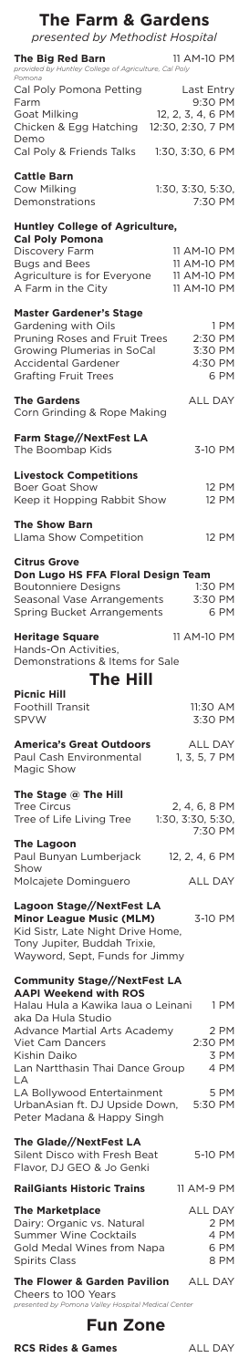# The Farm & Gardens

*presented by Methodist Hospital*

**The Big Red Barn** 11 AM-10 PM
*provided by Huntley College of Agriculture, Cal Poly Pomona*

Cal Poly Pomona Petting Farm — Last Entry 9:30 PM
Goat Milking — 12, 2, 3, 4, 6 PM
Chicken & Egg Hatching Demo — 12:30, 2:30, 7 PM
Cal Poly & Friends Talks — 1:30, 3:30, 6 PM

**Cattle Barn**
Cow Milking Demonstrations — 1:30, 3:30, 5:30, 7:30 PM

**Huntley College of Agriculture, Cal Poly Pomona**
Discovery Farm — 11 AM-10 PM
Bugs and Bees — 11 AM-10 PM
Agriculture is for Everyone — 11 AM-10 PM
A Farm in the City — 11 AM-10 PM

**Master Gardener's Stage**
Gardening with Oils — 1 PM
Pruning Roses and Fruit Trees — 2:30 PM
Growing Plumerias in SoCal — 3:30 PM
Accidental Gardener — 4:30 PM
Grafting Fruit Trees — 6 PM

**The Gardens** — ALL DAY
Corn Grinding & Rope Making

**Farm Stage//NextFest LA**
The Boombap Kids — 3-10 PM

**Livestock Competitions**
Boer Goat Show — 12 PM
Keep it Hopping Rabbit Show — 12 PM

**The Show Barn**
Llama Show Competition — 12 PM

**Citrus Grove**
**Don Lugo HS FFA Floral Design Team**
Boutonniere Designs — 1:30 PM
Seasonal Vase Arrangements — 3:30 PM
Spring Bucket Arrangements — 6 PM

**Heritage Square** — 11 AM-10 PM
Hands-On Activities, Demonstrations & Items for Sale

# The Hill

**Picnic Hill**
Foothill Transit — 11:30 AM
SPVW — 3:30 PM

**America's Great Outdoors** — ALL DAY
Paul Cash Environmental Magic Show — 1, 3, 5, 7 PM

**The Stage @ The Hill**
Tree Circus — 2, 4, 6, 8 PM
Tree of Life Living Tree — 1:30, 3:30, 5:30, 7:30 PM

**The Lagoon**
Paul Bunyan Lumberjack Show — 12, 2, 4, 6 PM
Molcajete Dominguero — ALL DAY

**Lagoon Stage//NextFest LA**
**Minor League Music (MLM)** — 3-10 PM
Kid Sistr, Late Night Drive Home, Tony Jupiter, Buddah Trixie, Wayword, Sept, Funds for Jimmy

**Community Stage//NextFest LA**
**AAPI Weekend with ROS**
Halau Hula a Kawika Iaua o Leinani aka Da Hula Studio — 1 PM
Advance Martial Arts Academy — 2 PM
Viet Cam Dancers — 2:30 PM
Kishin Daiko — 3 PM
Lan Nartthasin Thai Dance Group LA — 4 PM
LA Bollywood Entertainment — 5 PM
UrbanAsian ft. DJ Upside Down, Peter Madana & Happy Singh — 5:30 PM

**The Glade//NextFest LA**
Silent Disco with Fresh Beat Flavor, DJ GEO & Jo Genki — 5-10 PM

**RailGiants Historic Trains** — 11 AM-9 PM

**The Marketplace** — ALL DAY
Dairy: Organic vs. Natural — 2 PM
Summer Wine Cocktails — 4 PM
Gold Medal Wines from Napa — 6 PM
Spirits Class — 8 PM

**The Flower & Garden Pavilion** — ALL DAY
Cheers to 100 Years
*presented by Pomona Valley Hospital Medical Center*

# Fun Zone

**RCS Rides & Games** — ALL DAY